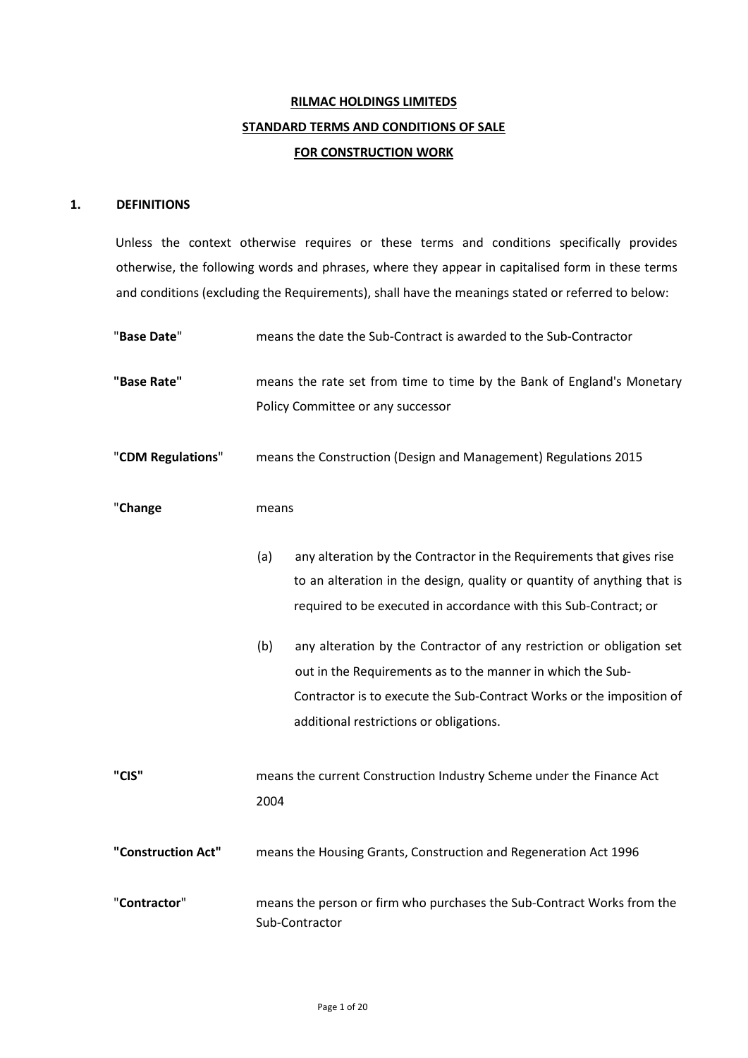**RILMAC HOLDINGS LIMITEDS**

**STANDARD TERMS AND CONDITIONS OF SALE**

**FOR CONSTRUCTION WORK**

## 1. DEFINITIONS

Unless the context otherwise requires or these terms and conditions specifically provides otherwise, the following words and phrases, where they appear in capitalised form in these terms and conditions (excluding the Requirements), shall have the meanings stated or referred to below:

"**Base Date**" means the date the Sub-Contract is awarded to the Sub-Contractor

**"Base Rate"** means the rate set from time to time by the Bank of England's Monetary Policy Committee or any successor

"**CDM Regulations**" means the Construction (Design and Management) Regulations 2015

"**Change** means

(a) any alteration by the Contractor in the Requirements that gives rise to an alteration in the design, quality or quantity of anything that is required to be executed in accordance with this Sub-Contract; or

(b) any alteration by the Contractor of any restriction or obligation set out in the Requirements as to the manner in which the Sub-Contractor is to execute the Sub-Contract Works or the imposition of additional restrictions or obligations.

**"CIS"** means the current Construction Industry Scheme under the Finance Act 2004

**"Construction Act"** means the Housing Grants, Construction and Regeneration Act 1996

"**Contractor**" means the person or firm who purchases the Sub-Contract Works from the Sub-Contractor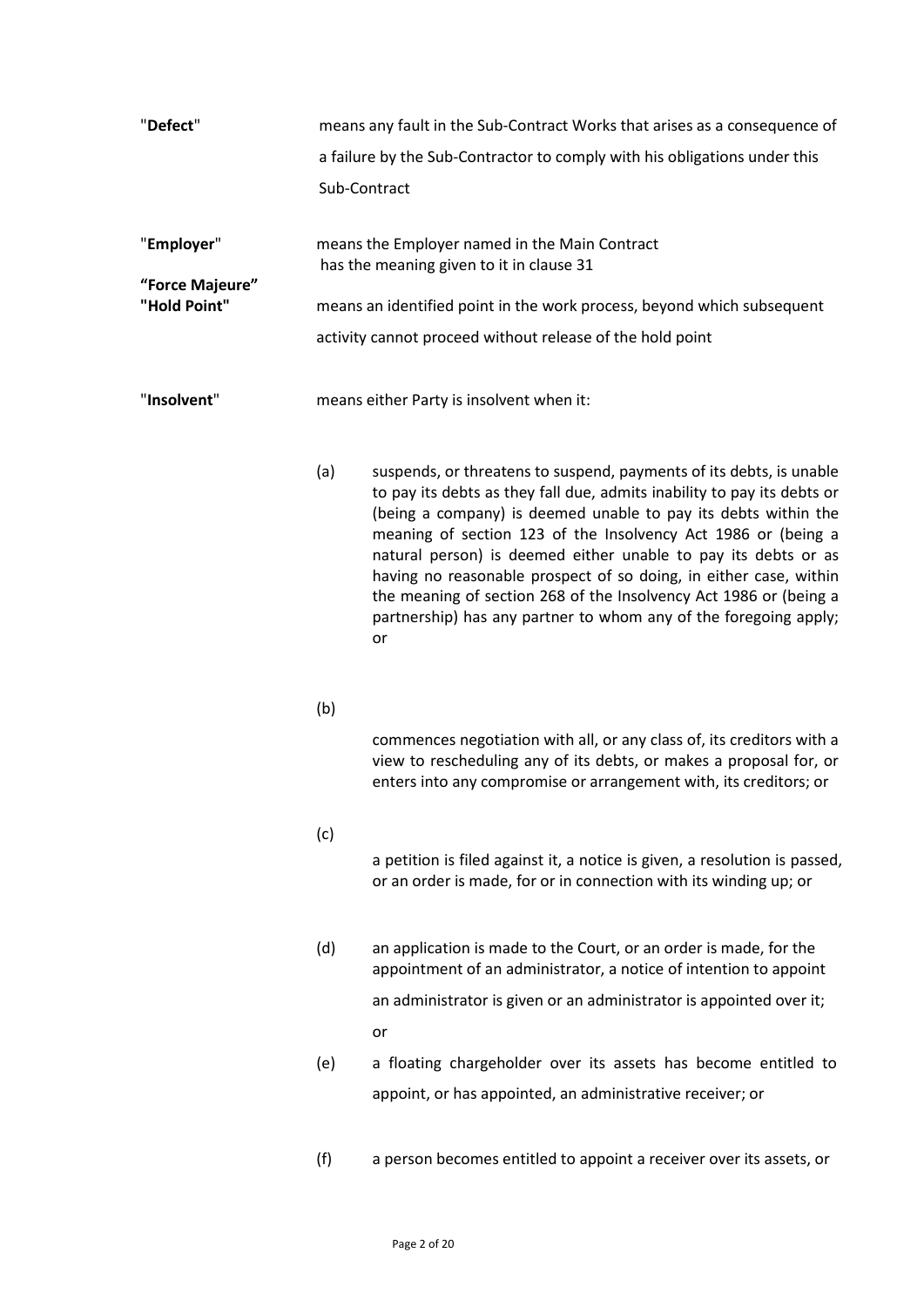**"Defect"** means any fault in the Sub-Contract Works that arises as a consequence of a failure by the Sub-Contractor to comply with his obligations under this Sub-Contract

**"Employer"** means the Employer named in the Main Contract

**"Force Majeure"** has the meaning given to it in clause 31

**"Hold Point"** means an identified point in the work process, beyond which subsequent activity cannot proceed without release of the hold point

**"Insolvent"** means either Party is insolvent when it:

(a) suspends, or threatens to suspend, payments of its debts, is unable to pay its debts as they fall due, admits inability to pay its debts or (being a company) is deemed unable to pay its debts within the meaning of section 123 of the Insolvency Act 1986 or (being a natural person) is deemed either unable to pay its debts or as having no reasonable prospect of so doing, in either case, within the meaning of section 268 of the Insolvency Act 1986 or (being a partnership) has any partner to whom any of the foregoing apply; or

(b) commences negotiation with all, or any class of, its creditors with a view to rescheduling any of its debts, or makes a proposal for, or enters into any compromise or arrangement with, its creditors; or

(c) a petition is filed against it, a notice is given, a resolution is passed, or an order is made, for or in connection with its winding up; or

(d) an application is made to the Court, or an order is made, for the appointment of an administrator, a notice of intention to appoint an administrator is given or an administrator is appointed over it; or

(e) a floating chargeholder over its assets has become entitled to appoint, or has appointed, an administrative receiver; or

(f) a person becomes entitled to appoint a receiver over its assets, or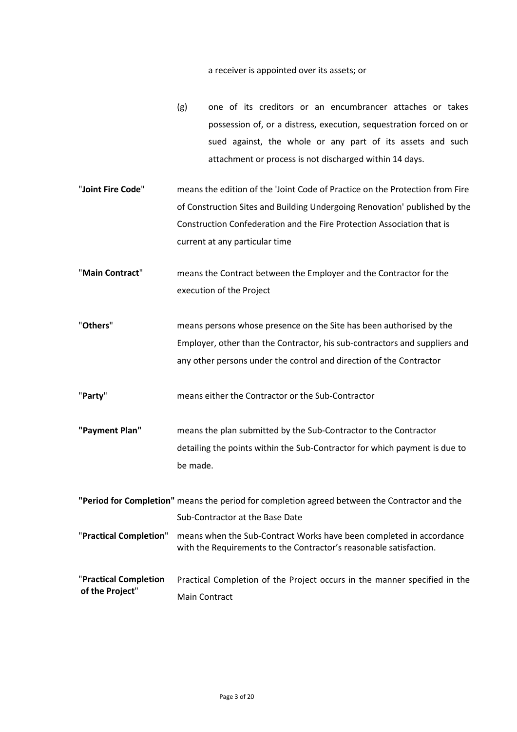a receiver is appointed over its assets; or

(g) one of its creditors or an encumbrancer attaches or takes possession of, or a distress, execution, sequestration forced on or sued against, the whole or any part of its assets and such attachment or process is not discharged within 14 days.

"**Joint Fire Code**" means the edition of the 'Joint Code of Practice on the Protection from Fire of Construction Sites and Building Undergoing Renovation' published by the Construction Confederation and the Fire Protection Association that is current at any particular time

"**Main Contract**" means the Contract between the Employer and the Contractor for the execution of the Project

"**Others**" means persons whose presence on the Site has been authorised by the Employer, other than the Contractor, his sub-contractors and suppliers and any other persons under the control and direction of the Contractor

"**Party**" means either the Contractor or the Sub-Contractor

**"Payment Plan"** means the plan submitted by the Sub-Contractor to the Contractor detailing the points within the Sub-Contractor for which payment is due to be made.

**"Period for Completion"** means the period for completion agreed between the Contractor and the Sub-Contractor at the Base Date

"**Practical Completion**" means when the Sub-Contract Works have been completed in accordance with the Requirements to the Contractor's reasonable satisfaction.

"**Practical Completion of the Project**" Practical Completion of the Project occurs in the manner specified in the Main Contract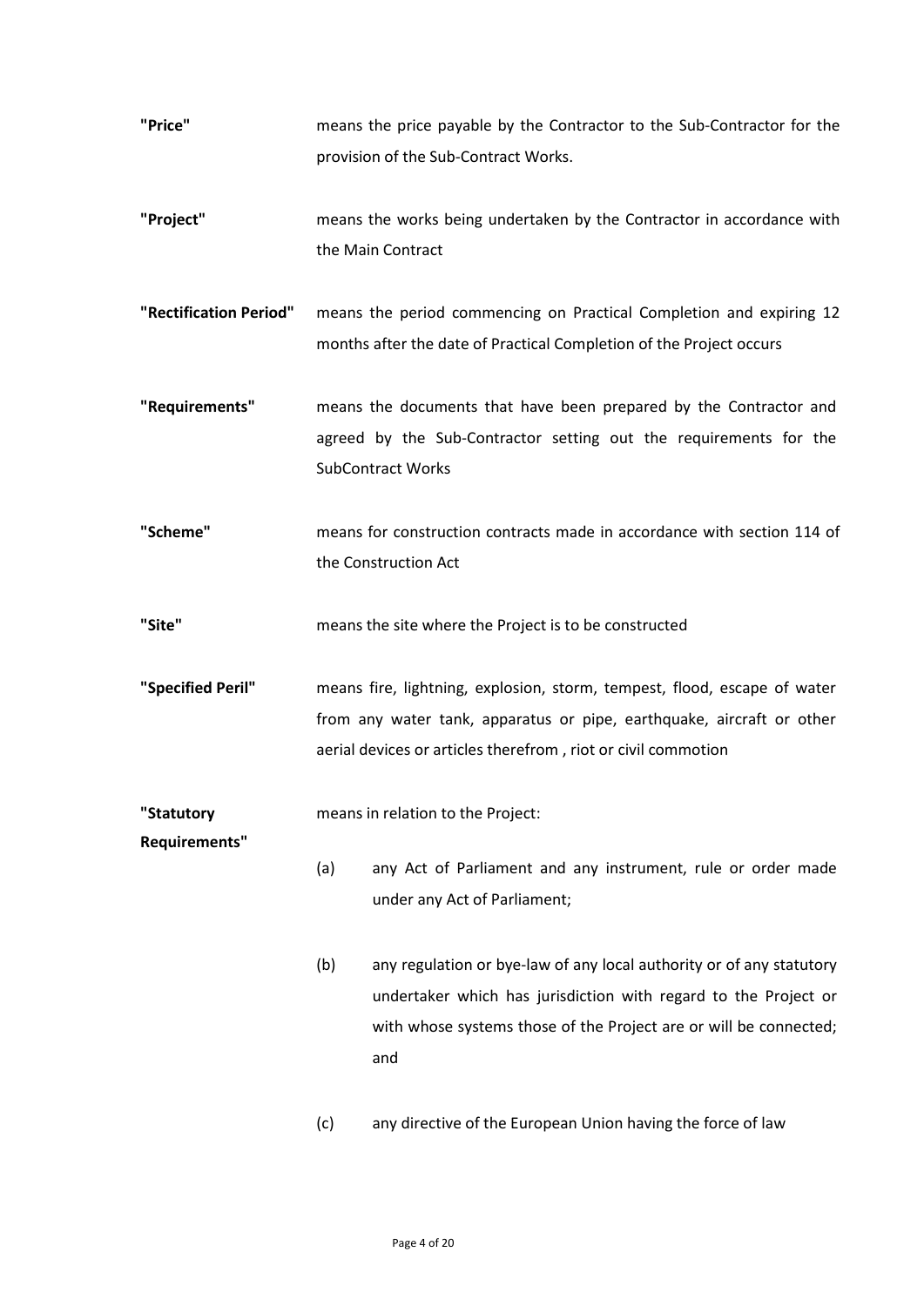**"Price"** means the price payable by the Contractor to the Sub-Contractor for the provision of the Sub-Contract Works.

**"Project"** means the works being undertaken by the Contractor in accordance with the Main Contract

**"Rectification Period"** means the period commencing on Practical Completion and expiring 12 months after the date of Practical Completion of the Project occurs

**"Requirements"** means the documents that have been prepared by the Contractor and agreed by the Sub-Contractor setting out the requirements for the SubContract Works

**"Scheme"** means for construction contracts made in accordance with section 114 of the Construction Act

**"Site"** means the site where the Project is to be constructed

**"Specified Peril"** means fire, lightning, explosion, storm, tempest, flood, escape of water from any water tank, apparatus or pipe, earthquake, aircraft or other aerial devices or articles therefrom , riot or civil commotion

**"Statutory Requirements"** means in relation to the Project:

(a) any Act of Parliament and any instrument, rule or order made under any Act of Parliament;

(b) any regulation or bye-law of any local authority or of any statutory undertaker which has jurisdiction with regard to the Project or with whose systems those of the Project are or will be connected; and

(c) any directive of the European Union having the force of law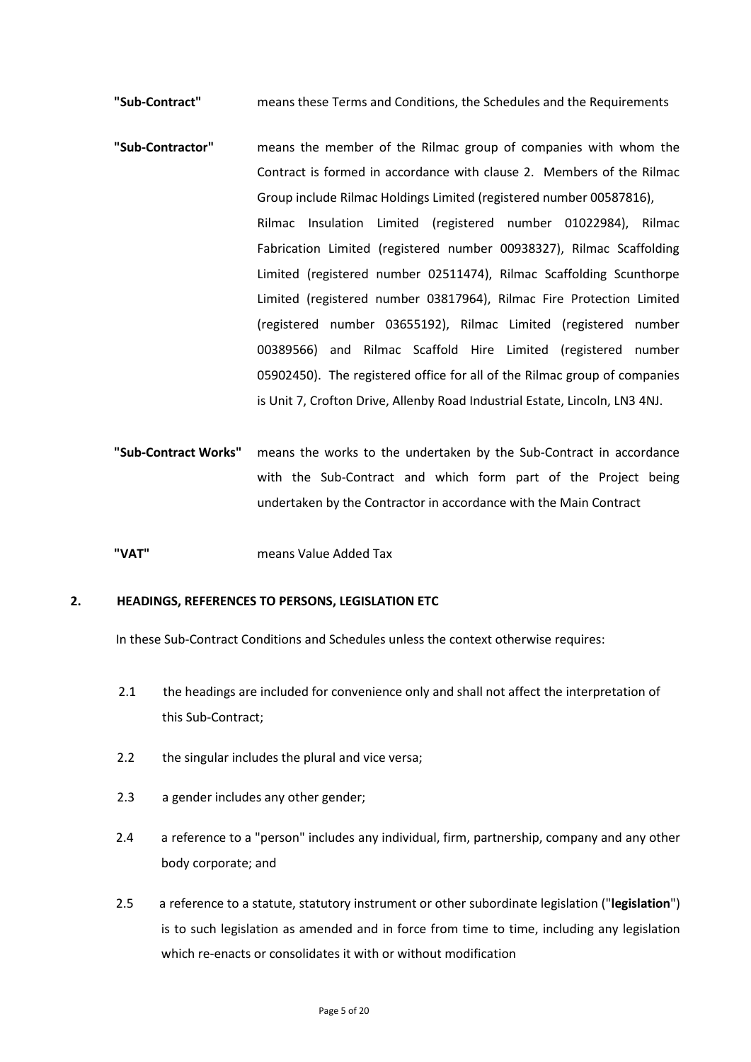**"Sub-Contract"** means these Terms and Conditions, the Schedules and the Requirements

**"Sub-Contractor"** means the member of the Rilmac group of companies with whom the Contract is formed in accordance with clause 2. Members of the Rilmac Group include Rilmac Holdings Limited (registered number 00587816), Rilmac Insulation Limited (registered number 01022984), Rilmac Fabrication Limited (registered number 00938327), Rilmac Scaffolding Limited (registered number 02511474), Rilmac Scaffolding Scunthorpe Limited (registered number 03817964), Rilmac Fire Protection Limited (registered number 03655192), Rilmac Limited (registered number 00389566) and Rilmac Scaffold Hire Limited (registered number 05902450). The registered office for all of the Rilmac group of companies is Unit 7, Crofton Drive, Allenby Road Industrial Estate, Lincoln, LN3 4NJ.

**"Sub-Contract Works"** means the works to the undertaken by the Sub-Contract in accordance with the Sub-Contract and which form part of the Project being undertaken by the Contractor in accordance with the Main Contract

**"VAT"** means Value Added Tax

## 2. HEADINGS, REFERENCES TO PERSONS, LEGISLATION ETC

In these Sub-Contract Conditions and Schedules unless the context otherwise requires:

2.1 the headings are included for convenience only and shall not affect the interpretation of this Sub-Contract;

2.2 the singular includes the plural and vice versa;

2.3 a gender includes any other gender;

2.4 a reference to a "person" includes any individual, firm, partnership, company and any other body corporate; and

2.5 a reference to a statute, statutory instrument or other subordinate legislation ("**legislation**") is to such legislation as amended and in force from time to time, including any legislation which re-enacts or consolidates it with or without modification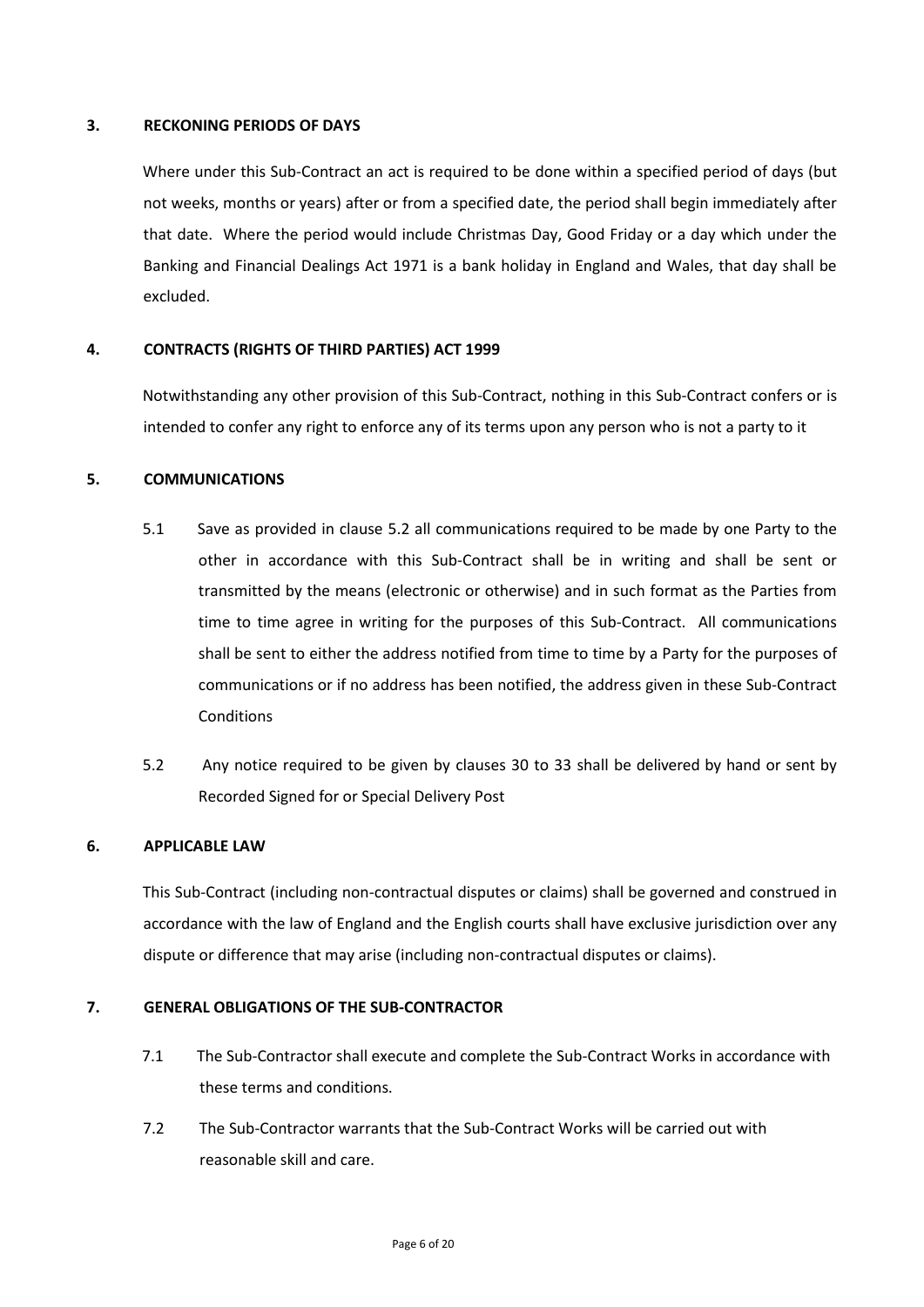## 3. RECKONING PERIODS OF DAYS

Where under this Sub-Contract an act is required to be done within a specified period of days (but not weeks, months or years) after or from a specified date, the period shall begin immediately after that date. Where the period would include Christmas Day, Good Friday or a day which under the Banking and Financial Dealings Act 1971 is a bank holiday in England and Wales, that day shall be excluded.

## 4. CONTRACTS (RIGHTS OF THIRD PARTIES) ACT 1999

Notwithstanding any other provision of this Sub-Contract, nothing in this Sub-Contract confers or is intended to confer any right to enforce any of its terms upon any person who is not a party to it

## 5. COMMUNICATIONS

5.1 Save as provided in clause 5.2 all communications required to be made by one Party to the other in accordance with this Sub-Contract shall be in writing and shall be sent or transmitted by the means (electronic or otherwise) and in such format as the Parties from time to time agree in writing for the purposes of this Sub-Contract. All communications shall be sent to either the address notified from time to time by a Party for the purposes of communications or if no address has been notified, the address given in these Sub-Contract Conditions

5.2 Any notice required to be given by clauses 30 to 33 shall be delivered by hand or sent by Recorded Signed for or Special Delivery Post

## 6. APPLICABLE LAW

This Sub-Contract (including non-contractual disputes or claims) shall be governed and construed in accordance with the law of England and the English courts shall have exclusive jurisdiction over any dispute or difference that may arise (including non-contractual disputes or claims).

## 7. GENERAL OBLIGATIONS OF THE SUB-CONTRACTOR

7.1 The Sub-Contractor shall execute and complete the Sub-Contract Works in accordance with these terms and conditions.

7.2 The Sub-Contractor warrants that the Sub-Contract Works will be carried out with reasonable skill and care.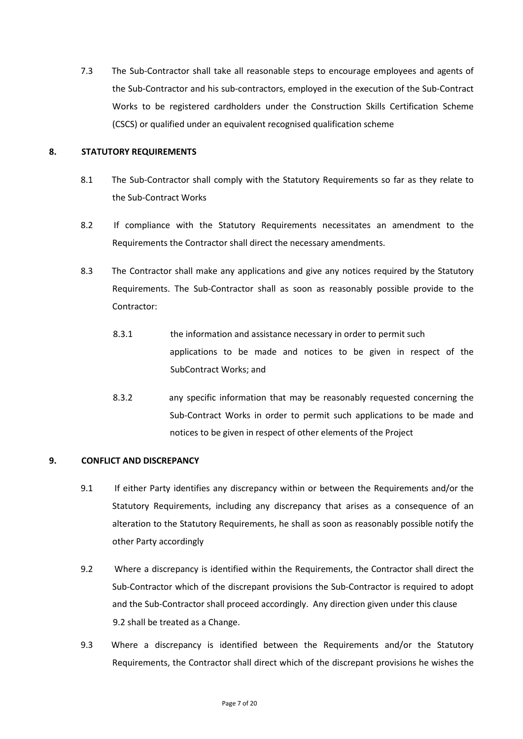7.3 The Sub-Contractor shall take all reasonable steps to encourage employees and agents of the Sub-Contractor and his sub-contractors, employed in the execution of the Sub-Contract Works to be registered cardholders under the Construction Skills Certification Scheme (CSCS) or qualified under an equivalent recognised qualification scheme

## 8. STATUTORY REQUIREMENTS

8.1 The Sub-Contractor shall comply with the Statutory Requirements so far as they relate to the Sub-Contract Works

8.2 If compliance with the Statutory Requirements necessitates an amendment to the Requirements the Contractor shall direct the necessary amendments.

8.3 The Contractor shall make any applications and give any notices required by the Statutory Requirements. The Sub-Contractor shall as soon as reasonably possible provide to the Contractor:

8.3.1 the information and assistance necessary in order to permit such applications to be made and notices to be given in respect of the SubContract Works; and

8.3.2 any specific information that may be reasonably requested concerning the Sub-Contract Works in order to permit such applications to be made and notices to be given in respect of other elements of the Project

## 9. CONFLICT AND DISCREPANCY

9.1 If either Party identifies any discrepancy within or between the Requirements and/or the Statutory Requirements, including any discrepancy that arises as a consequence of an alteration to the Statutory Requirements, he shall as soon as reasonably possible notify the other Party accordingly

9.2 Where a discrepancy is identified within the Requirements, the Contractor shall direct the Sub-Contractor which of the discrepant provisions the Sub-Contractor is required to adopt and the Sub-Contractor shall proceed accordingly. Any direction given under this clause 9.2 shall be treated as a Change.

9.3 Where a discrepancy is identified between the Requirements and/or the Statutory Requirements, the Contractor shall direct which of the discrepant provisions he wishes the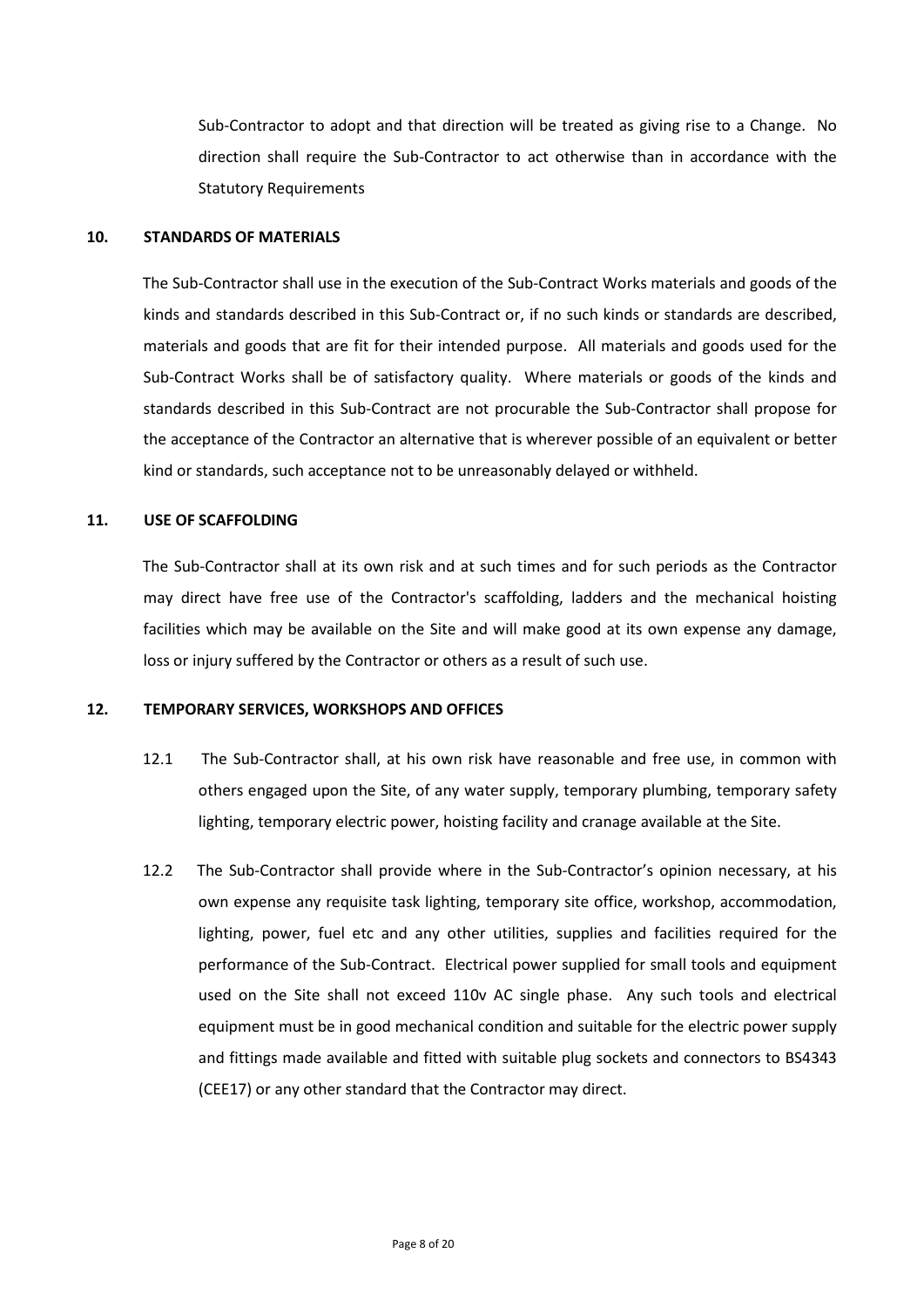Sub-Contractor to adopt and that direction will be treated as giving rise to a Change. No direction shall require the Sub-Contractor to act otherwise than in accordance with the Statutory Requirements

## 10. STANDARDS OF MATERIALS

The Sub-Contractor shall use in the execution of the Sub-Contract Works materials and goods of the kinds and standards described in this Sub-Contract or, if no such kinds or standards are described, materials and goods that are fit for their intended purpose. All materials and goods used for the Sub-Contract Works shall be of satisfactory quality. Where materials or goods of the kinds and standards described in this Sub-Contract are not procurable the Sub-Contractor shall propose for the acceptance of the Contractor an alternative that is wherever possible of an equivalent or better kind or standards, such acceptance not to be unreasonably delayed or withheld.

## 11. USE OF SCAFFOLDING

The Sub-Contractor shall at its own risk and at such times and for such periods as the Contractor may direct have free use of the Contractor's scaffolding, ladders and the mechanical hoisting facilities which may be available on the Site and will make good at its own expense any damage, loss or injury suffered by the Contractor or others as a result of such use.

## 12. TEMPORARY SERVICES, WORKSHOPS AND OFFICES

12.1 The Sub-Contractor shall, at his own risk have reasonable and free use, in common with others engaged upon the Site, of any water supply, temporary plumbing, temporary safety lighting, temporary electric power, hoisting facility and cranage available at the Site.

12.2 The Sub-Contractor shall provide where in the Sub-Contractor's opinion necessary, at his own expense any requisite task lighting, temporary site office, workshop, accommodation, lighting, power, fuel etc and any other utilities, supplies and facilities required for the performance of the Sub-Contract. Electrical power supplied for small tools and equipment used on the Site shall not exceed 110v AC single phase. Any such tools and electrical equipment must be in good mechanical condition and suitable for the electric power supply and fittings made available and fitted with suitable plug sockets and connectors to BS4343 (CEE17) or any other standard that the Contractor may direct.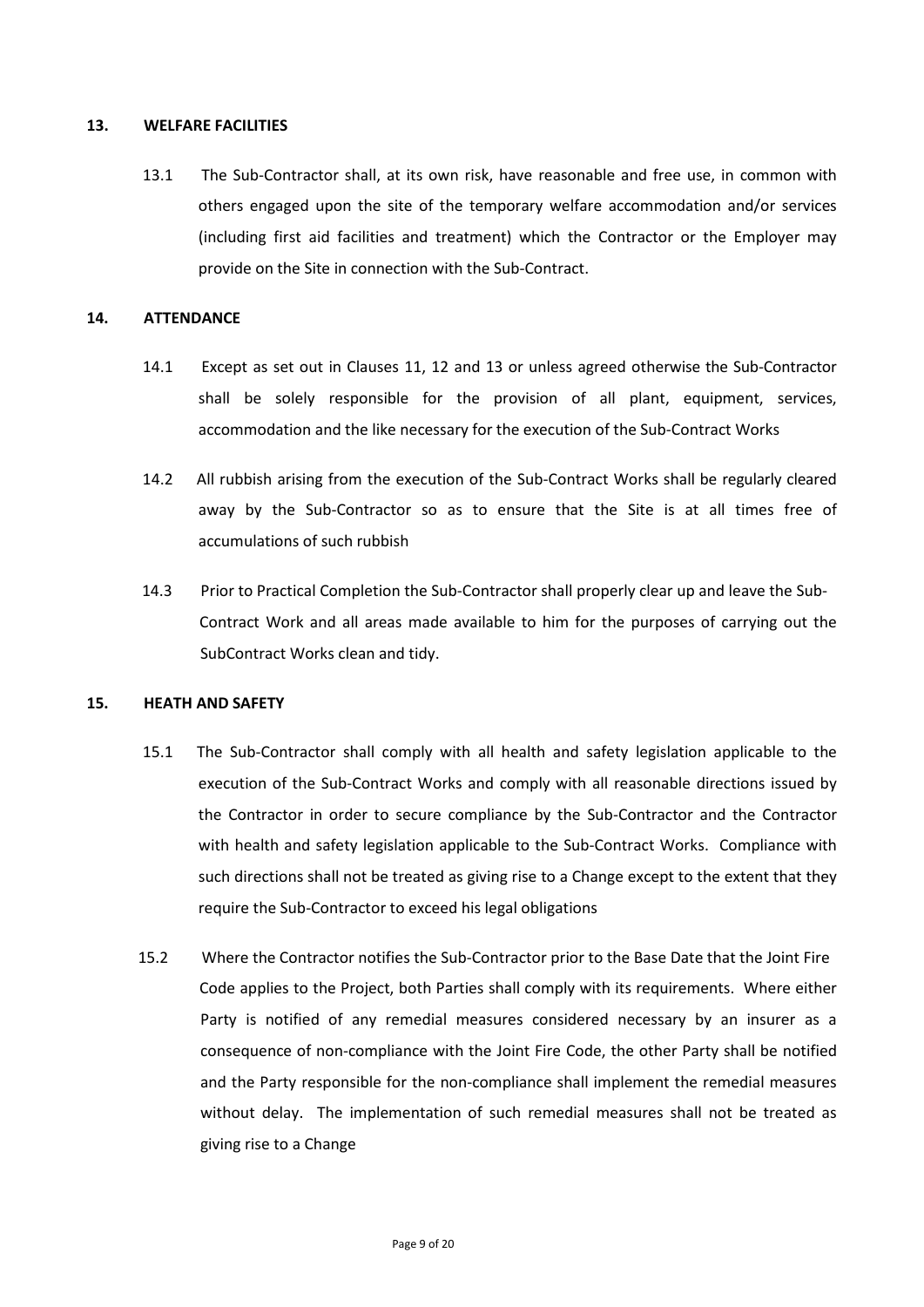## 13. WELFARE FACILITIES

13.1 The Sub-Contractor shall, at its own risk, have reasonable and free use, in common with others engaged upon the site of the temporary welfare accommodation and/or services (including first aid facilities and treatment) which the Contractor or the Employer may provide on the Site in connection with the Sub-Contract.

## 14. ATTENDANCE

14.1 Except as set out in Clauses 11, 12 and 13 or unless agreed otherwise the Sub-Contractor shall be solely responsible for the provision of all plant, equipment, services, accommodation and the like necessary for the execution of the Sub-Contract Works

14.2 All rubbish arising from the execution of the Sub-Contract Works shall be regularly cleared away by the Sub-Contractor so as to ensure that the Site is at all times free of accumulations of such rubbish

14.3 Prior to Practical Completion the Sub-Contractor shall properly clear up and leave the Sub-Contract Work and all areas made available to him for the purposes of carrying out the SubContract Works clean and tidy.

## 15. HEATH AND SAFETY

15.1 The Sub-Contractor shall comply with all health and safety legislation applicable to the execution of the Sub-Contract Works and comply with all reasonable directions issued by the Contractor in order to secure compliance by the Sub-Contractor and the Contractor with health and safety legislation applicable to the Sub-Contract Works. Compliance with such directions shall not be treated as giving rise to a Change except to the extent that they require the Sub-Contractor to exceed his legal obligations

15.2 Where the Contractor notifies the Sub-Contractor prior to the Base Date that the Joint Fire Code applies to the Project, both Parties shall comply with its requirements. Where either Party is notified of any remedial measures considered necessary by an insurer as a consequence of non-compliance with the Joint Fire Code, the other Party shall be notified and the Party responsible for the non-compliance shall implement the remedial measures without delay. The implementation of such remedial measures shall not be treated as giving rise to a Change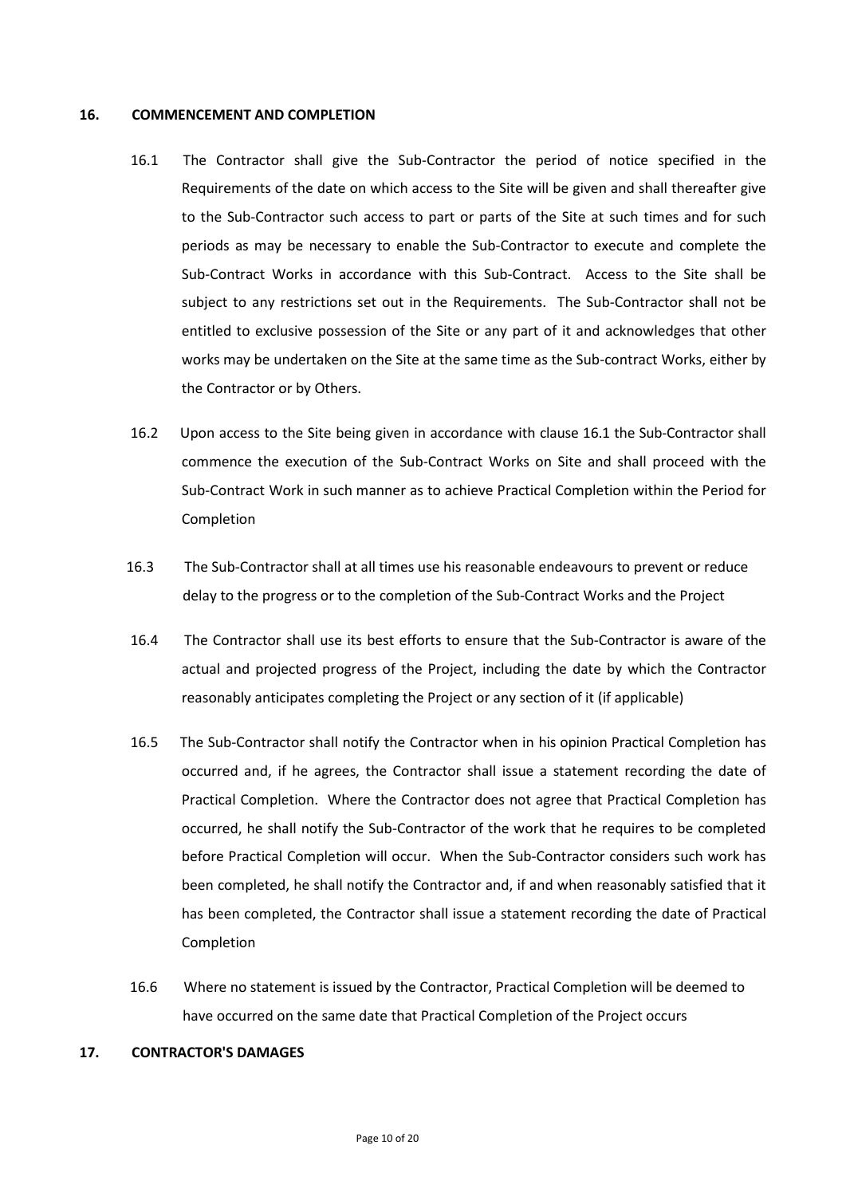## 16. COMMENCEMENT AND COMPLETION

16.1 The Contractor shall give the Sub-Contractor the period of notice specified in the Requirements of the date on which access to the Site will be given and shall thereafter give to the Sub-Contractor such access to part or parts of the Site at such times and for such periods as may be necessary to enable the Sub-Contractor to execute and complete the Sub-Contract Works in accordance with this Sub-Contract. Access to the Site shall be subject to any restrictions set out in the Requirements. The Sub-Contractor shall not be entitled to exclusive possession of the Site or any part of it and acknowledges that other works may be undertaken on the Site at the same time as the Sub-contract Works, either by the Contractor or by Others.

16.2 Upon access to the Site being given in accordance with clause 16.1 the Sub-Contractor shall commence the execution of the Sub-Contract Works on Site and shall proceed with the Sub-Contract Work in such manner as to achieve Practical Completion within the Period for Completion

16.3 The Sub-Contractor shall at all times use his reasonable endeavours to prevent or reduce delay to the progress or to the completion of the Sub-Contract Works and the Project

16.4 The Contractor shall use its best efforts to ensure that the Sub-Contractor is aware of the actual and projected progress of the Project, including the date by which the Contractor reasonably anticipates completing the Project or any section of it (if applicable)

16.5 The Sub-Contractor shall notify the Contractor when in his opinion Practical Completion has occurred and, if he agrees, the Contractor shall issue a statement recording the date of Practical Completion. Where the Contractor does not agree that Practical Completion has occurred, he shall notify the Sub-Contractor of the work that he requires to be completed before Practical Completion will occur. When the Sub-Contractor considers such work has been completed, he shall notify the Contractor and, if and when reasonably satisfied that it has been completed, the Contractor shall issue a statement recording the date of Practical Completion

16.6 Where no statement is issued by the Contractor, Practical Completion will be deemed to have occurred on the same date that Practical Completion of the Project occurs

## 17. CONTRACTOR'S DAMAGES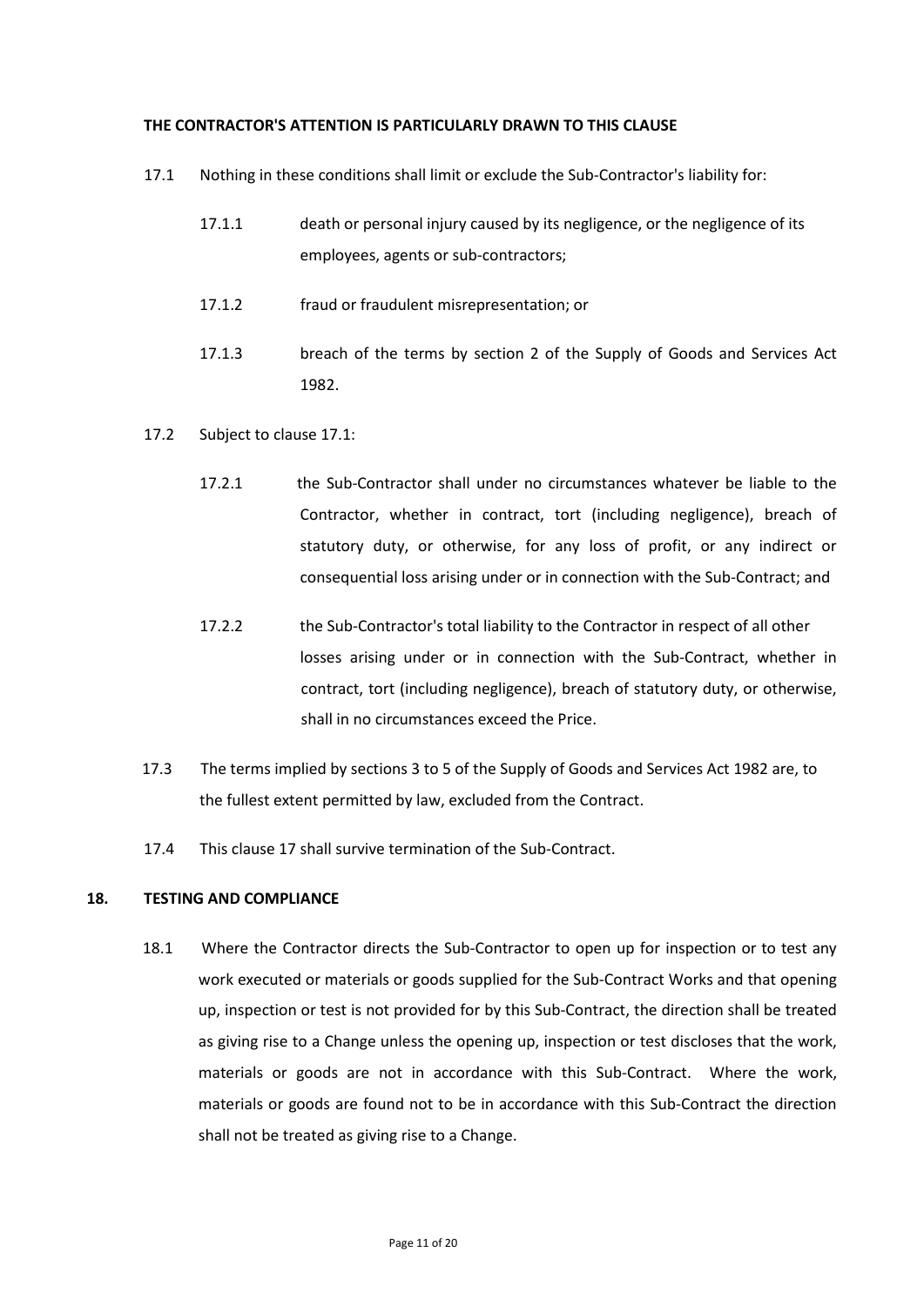**THE CONTRACTOR'S ATTENTION IS PARTICULARLY DRAWN TO THIS CLAUSE**

17.1 Nothing in these conditions shall limit or exclude the Sub-Contractor's liability for:

17.1.1 death or personal injury caused by its negligence, or the negligence of its employees, agents or sub-contractors;

17.1.2 fraud or fraudulent misrepresentation; or

17.1.3 breach of the terms by section 2 of the Supply of Goods and Services Act 1982.

17.2 Subject to clause 17.1:

17.2.1 the Sub-Contractor shall under no circumstances whatever be liable to the Contractor, whether in contract, tort (including negligence), breach of statutory duty, or otherwise, for any loss of profit, or any indirect or consequential loss arising under or in connection with the Sub-Contract; and

17.2.2 the Sub-Contractor's total liability to the Contractor in respect of all other losses arising under or in connection with the Sub-Contract, whether in contract, tort (including negligence), breach of statutory duty, or otherwise, shall in no circumstances exceed the Price.

17.3 The terms implied by sections 3 to 5 of the Supply of Goods and Services Act 1982 are, to the fullest extent permitted by law, excluded from the Contract.

17.4 This clause 17 shall survive termination of the Sub-Contract.

## 18. TESTING AND COMPLIANCE

18.1 Where the Contractor directs the Sub-Contractor to open up for inspection or to test any work executed or materials or goods supplied for the Sub-Contract Works and that opening up, inspection or test is not provided for by this Sub-Contract, the direction shall be treated as giving rise to a Change unless the opening up, inspection or test discloses that the work, materials or goods are not in accordance with this Sub-Contract. Where the work, materials or goods are found not to be in accordance with this Sub-Contract the direction shall not be treated as giving rise to a Change.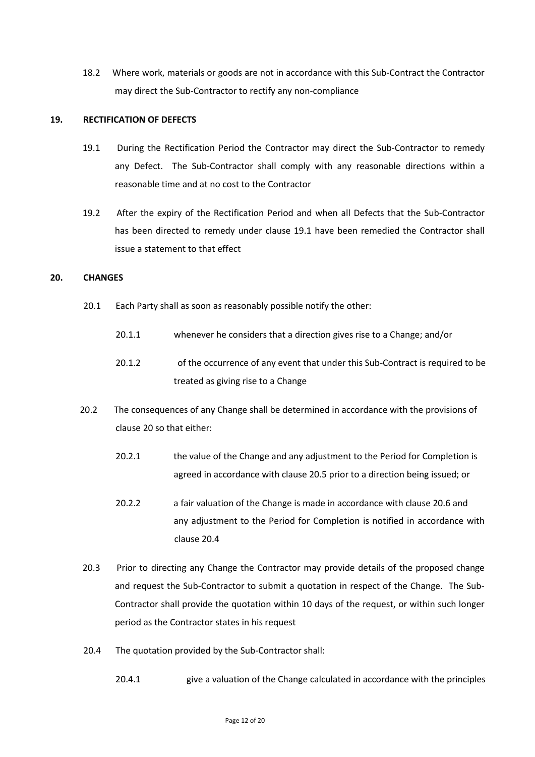18.2 Where work, materials or goods are not in accordance with this Sub-Contract the Contractor may direct the Sub-Contractor to rectify any non-compliance

## 19. RECTIFICATION OF DEFECTS

19.1 During the Rectification Period the Contractor may direct the Sub-Contractor to remedy any Defect. The Sub-Contractor shall comply with any reasonable directions within a reasonable time and at no cost to the Contractor

19.2 After the expiry of the Rectification Period and when all Defects that the Sub-Contractor has been directed to remedy under clause 19.1 have been remedied the Contractor shall issue a statement to that effect

## 20. CHANGES

20.1 Each Party shall as soon as reasonably possible notify the other:

20.1.1 whenever he considers that a direction gives rise to a Change; and/or

20.1.2 of the occurrence of any event that under this Sub-Contract is required to be treated as giving rise to a Change

20.2 The consequences of any Change shall be determined in accordance with the provisions of clause 20 so that either:

20.2.1 the value of the Change and any adjustment to the Period for Completion is agreed in accordance with clause 20.5 prior to a direction being issued; or

20.2.2 a fair valuation of the Change is made in accordance with clause 20.6 and any adjustment to the Period for Completion is notified in accordance with clause 20.4

20.3 Prior to directing any Change the Contractor may provide details of the proposed change and request the Sub-Contractor to submit a quotation in respect of the Change. The Sub-Contractor shall provide the quotation within 10 days of the request, or within such longer period as the Contractor states in his request

20.4 The quotation provided by the Sub-Contractor shall:

20.4.1 give a valuation of the Change calculated in accordance with the principles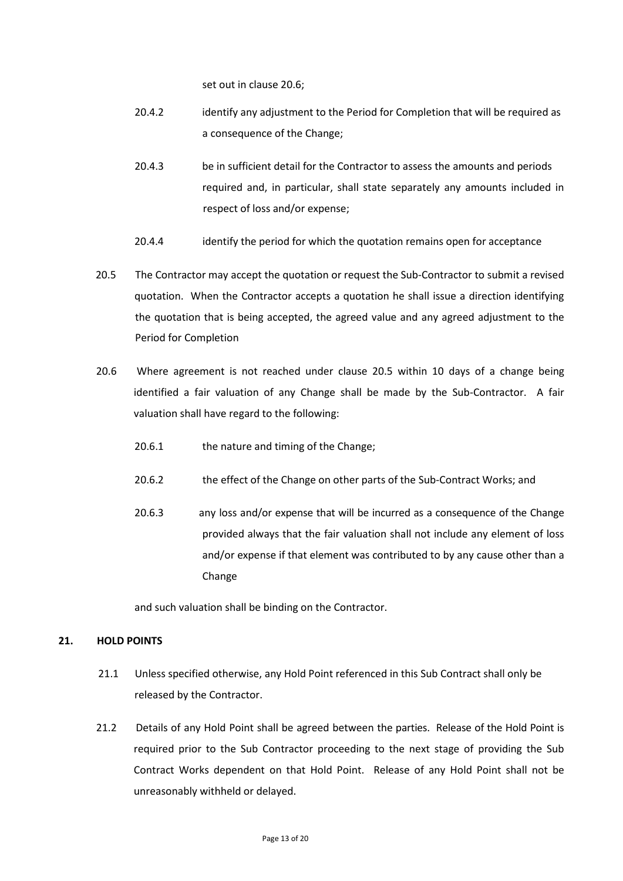set out in clause 20.6;

20.4.2 identify any adjustment to the Period for Completion that will be required as a consequence of the Change;

20.4.3 be in sufficient detail for the Contractor to assess the amounts and periods required and, in particular, shall state separately any amounts included in respect of loss and/or expense;

20.4.4 identify the period for which the quotation remains open for acceptance

20.5 The Contractor may accept the quotation or request the Sub-Contractor to submit a revised quotation. When the Contractor accepts a quotation he shall issue a direction identifying the quotation that is being accepted, the agreed value and any agreed adjustment to the Period for Completion

20.6 Where agreement is not reached under clause 20.5 within 10 days of a change being identified a fair valuation of any Change shall be made by the Sub-Contractor. A fair valuation shall have regard to the following:

20.6.1 the nature and timing of the Change;

20.6.2 the effect of the Change on other parts of the Sub-Contract Works; and

20.6.3 any loss and/or expense that will be incurred as a consequence of the Change provided always that the fair valuation shall not include any element of loss and/or expense if that element was contributed to by any cause other than a Change

and such valuation shall be binding on the Contractor.

## 21. HOLD POINTS

21.1 Unless specified otherwise, any Hold Point referenced in this Sub Contract shall only be released by the Contractor.

21.2 Details of any Hold Point shall be agreed between the parties. Release of the Hold Point is required prior to the Sub Contractor proceeding to the next stage of providing the Sub Contract Works dependent on that Hold Point. Release of any Hold Point shall not be unreasonably withheld or delayed.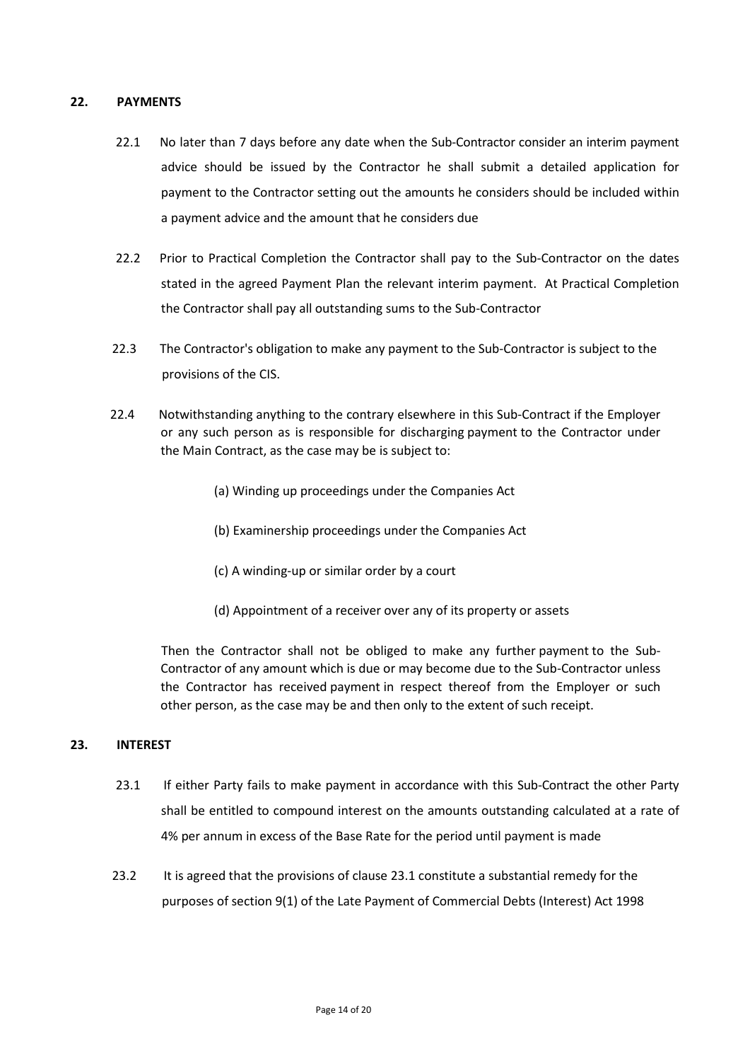## 22. PAYMENTS

22.1 No later than 7 days before any date when the Sub-Contractor consider an interim payment advice should be issued by the Contractor he shall submit a detailed application for payment to the Contractor setting out the amounts he considers should be included within a payment advice and the amount that he considers due

22.2 Prior to Practical Completion the Contractor shall pay to the Sub-Contractor on the dates stated in the agreed Payment Plan the relevant interim payment. At Practical Completion the Contractor shall pay all outstanding sums to the Sub-Contractor

22.3 The Contractor's obligation to make any payment to the Sub-Contractor is subject to the provisions of the CIS.

22.4 Notwithstanding anything to the contrary elsewhere in this Sub-Contract if the Employer or any such person as is responsible for discharging payment to the Contractor under the Main Contract, as the case may be is subject to:

(a) Winding up proceedings under the Companies Act

(b) Examinership proceedings under the Companies Act

(c) A winding-up or similar order by a court

(d) Appointment of a receiver over any of its property or assets

Then the Contractor shall not be obliged to make any further payment to the Sub-Contractor of any amount which is due or may become due to the Sub-Contractor unless the Contractor has received payment in respect thereof from the Employer or such other person, as the case may be and then only to the extent of such receipt.

## 23. INTEREST

23.1 If either Party fails to make payment in accordance with this Sub-Contract the other Party shall be entitled to compound interest on the amounts outstanding calculated at a rate of 4% per annum in excess of the Base Rate for the period until payment is made

23.2 It is agreed that the provisions of clause 23.1 constitute a substantial remedy for the purposes of section 9(1) of the Late Payment of Commercial Debts (Interest) Act 1998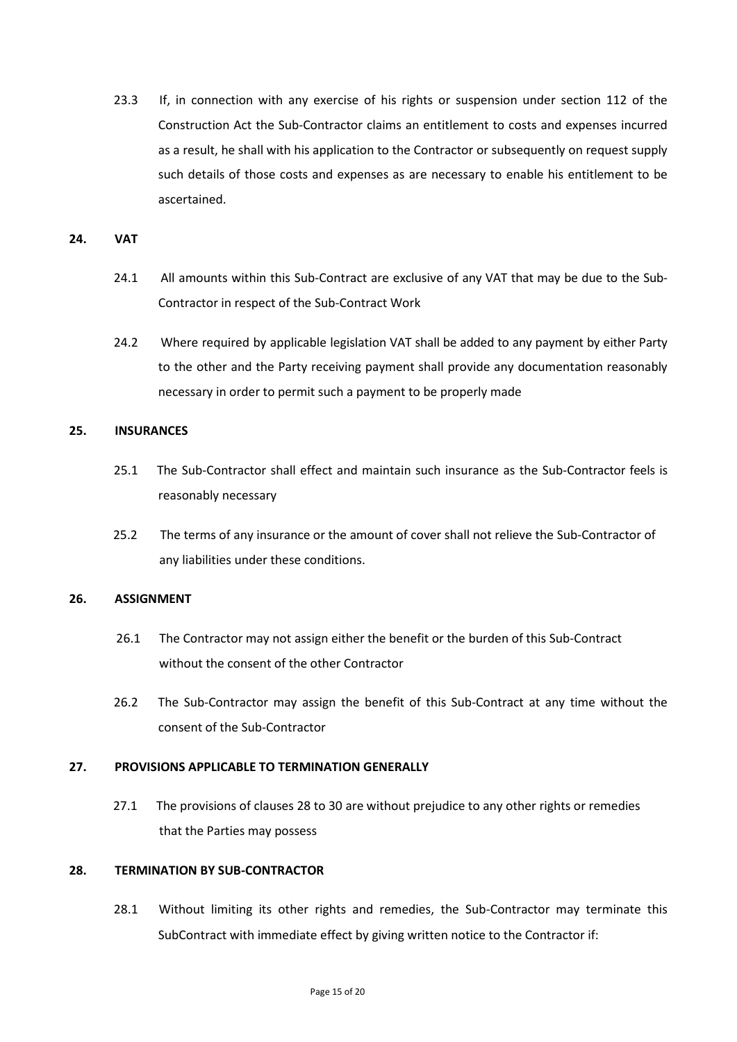23.3 If, in connection with any exercise of his rights or suspension under section 112 of the Construction Act the Sub-Contractor claims an entitlement to costs and expenses incurred as a result, he shall with his application to the Contractor or subsequently on request supply such details of those costs and expenses as are necessary to enable his entitlement to be ascertained.

## 24. VAT

24.1 All amounts within this Sub-Contract are exclusive of any VAT that may be due to the Sub-Contractor in respect of the Sub-Contract Work

24.2 Where required by applicable legislation VAT shall be added to any payment by either Party to the other and the Party receiving payment shall provide any documentation reasonably necessary in order to permit such a payment to be properly made

## 25. INSURANCES

25.1 The Sub-Contractor shall effect and maintain such insurance as the Sub-Contractor feels is reasonably necessary

25.2 The terms of any insurance or the amount of cover shall not relieve the Sub-Contractor of any liabilities under these conditions.

## 26. ASSIGNMENT

26.1 The Contractor may not assign either the benefit or the burden of this Sub-Contract without the consent of the other Contractor

26.2 The Sub-Contractor may assign the benefit of this Sub-Contract at any time without the consent of the Sub-Contractor

## 27. PROVISIONS APPLICABLE TO TERMINATION GENERALLY

27.1 The provisions of clauses 28 to 30 are without prejudice to any other rights or remedies that the Parties may possess

## 28. TERMINATION BY SUB-CONTRACTOR

28.1 Without limiting its other rights and remedies, the Sub-Contractor may terminate this SubContract with immediate effect by giving written notice to the Contractor if: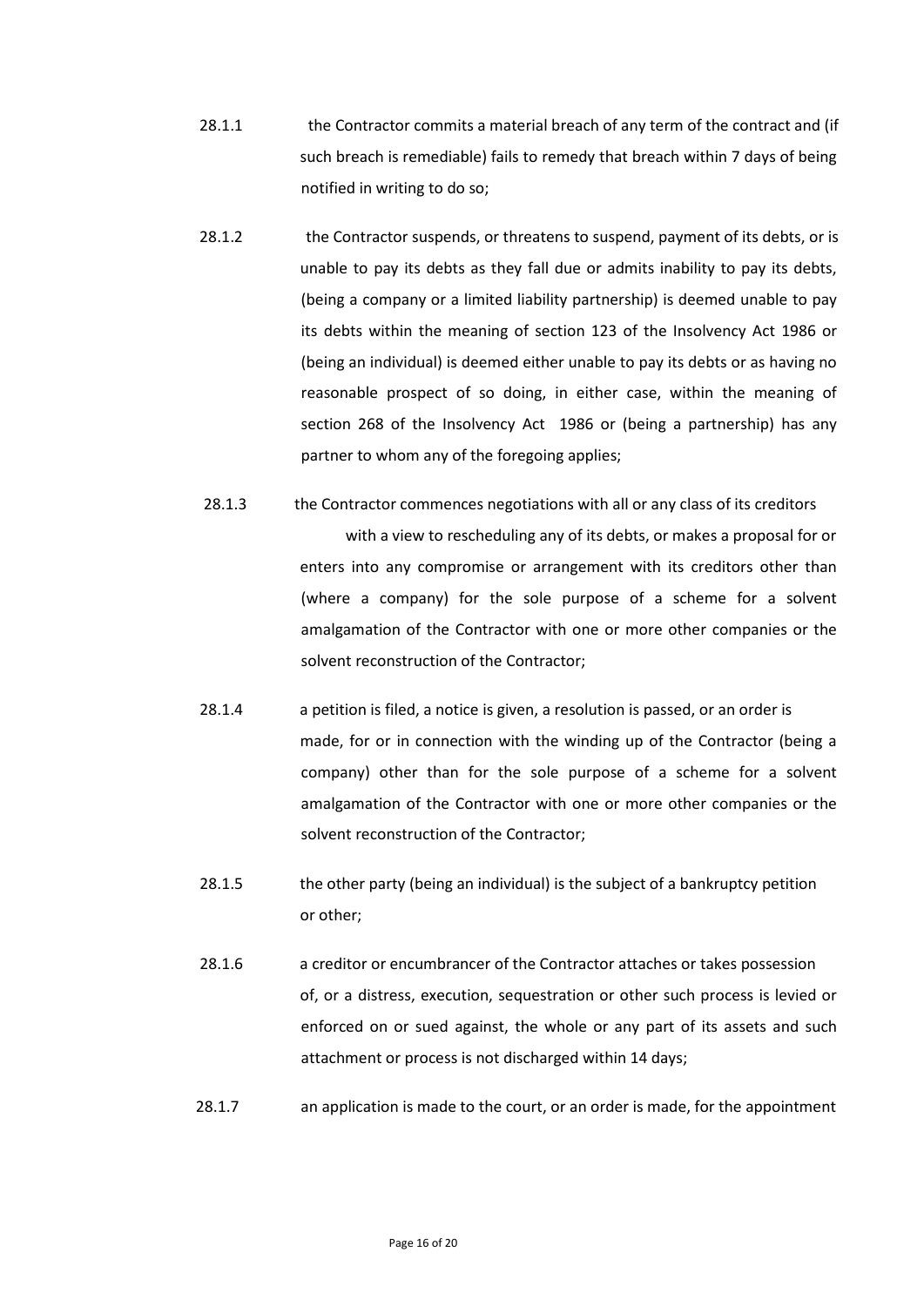28.1.1 the Contractor commits a material breach of any term of the contract and (if such breach is remediable) fails to remedy that breach within 7 days of being notified in writing to do so;

28.1.2 the Contractor suspends, or threatens to suspend, payment of its debts, or is unable to pay its debts as they fall due or admits inability to pay its debts, (being a company or a limited liability partnership) is deemed unable to pay its debts within the meaning of section 123 of the Insolvency Act 1986 or (being an individual) is deemed either unable to pay its debts or as having no reasonable prospect of so doing, in either case, within the meaning of section 268 of the Insolvency Act 1986 or (being a partnership) has any partner to whom any of the foregoing applies;

28.1.3 the Contractor commences negotiations with all or any class of its creditors with a view to rescheduling any of its debts, or makes a proposal for or enters into any compromise or arrangement with its creditors other than (where a company) for the sole purpose of a scheme for a solvent amalgamation of the Contractor with one or more other companies or the solvent reconstruction of the Contractor;

28.1.4 a petition is filed, a notice is given, a resolution is passed, or an order is made, for or in connection with the winding up of the Contractor (being a company) other than for the sole purpose of a scheme for a solvent amalgamation of the Contractor with one or more other companies or the solvent reconstruction of the Contractor;

28.1.5 the other party (being an individual) is the subject of a bankruptcy petition or other;

28.1.6 a creditor or encumbrancer of the Contractor attaches or takes possession of, or a distress, execution, sequestration or other such process is levied or enforced on or sued against, the whole or any part of its assets and such attachment or process is not discharged within 14 days;

28.1.7 an application is made to the court, or an order is made, for the appointment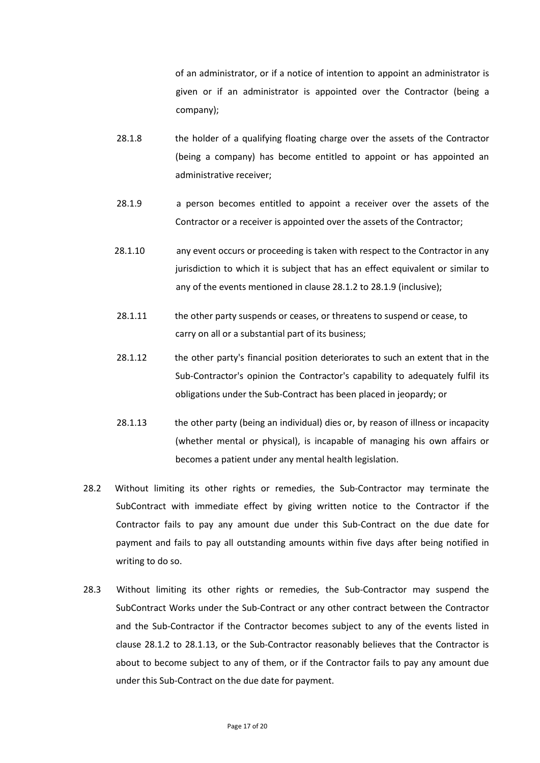of an administrator, or if a notice of intention to appoint an administrator is given or if an administrator is appointed over the Contractor (being a company);

28.1.8 the holder of a qualifying floating charge over the assets of the Contractor (being a company) has become entitled to appoint or has appointed an administrative receiver;

28.1.9 a person becomes entitled to appoint a receiver over the assets of the Contractor or a receiver is appointed over the assets of the Contractor;

28.1.10 any event occurs or proceeding is taken with respect to the Contractor in any jurisdiction to which it is subject that has an effect equivalent or similar to any of the events mentioned in clause 28.1.2 to 28.1.9 (inclusive);

28.1.11 the other party suspends or ceases, or threatens to suspend or cease, to carry on all or a substantial part of its business;

28.1.12 the other party's financial position deteriorates to such an extent that in the Sub-Contractor's opinion the Contractor's capability to adequately fulfil its obligations under the Sub-Contract has been placed in jeopardy; or

28.1.13 the other party (being an individual) dies or, by reason of illness or incapacity (whether mental or physical), is incapable of managing his own affairs or becomes a patient under any mental health legislation.

28.2 Without limiting its other rights or remedies, the Sub-Contractor may terminate the SubContract with immediate effect by giving written notice to the Contractor if the Contractor fails to pay any amount due under this Sub-Contract on the due date for payment and fails to pay all outstanding amounts within five days after being notified in writing to do so.

28.3 Without limiting its other rights or remedies, the Sub-Contractor may suspend the SubContract Works under the Sub-Contract or any other contract between the Contractor and the Sub-Contractor if the Contractor becomes subject to any of the events listed in clause 28.1.2 to 28.1.13, or the Sub-Contractor reasonably believes that the Contractor is about to become subject to any of them, or if the Contractor fails to pay any amount due under this Sub-Contract on the due date for payment.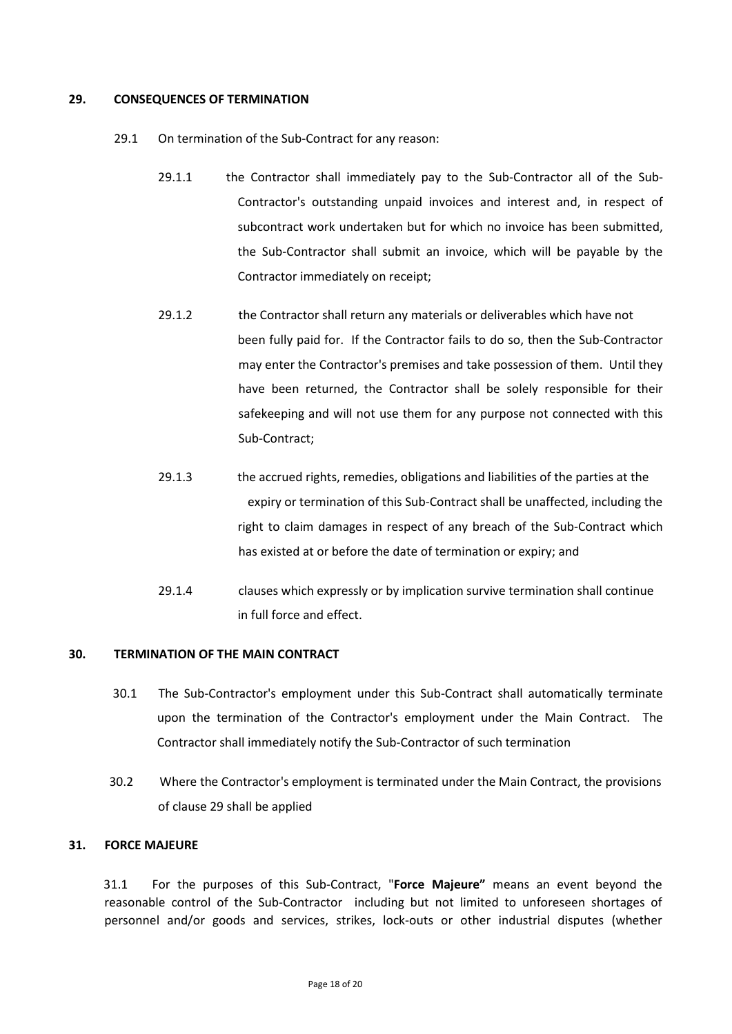## 29. CONSEQUENCES OF TERMINATION

29.1 On termination of the Sub-Contract for any reason:

29.1.1 the Contractor shall immediately pay to the Sub-Contractor all of the Sub-Contractor's outstanding unpaid invoices and interest and, in respect of subcontract work undertaken but for which no invoice has been submitted, the Sub-Contractor shall submit an invoice, which will be payable by the Contractor immediately on receipt;

29.1.2 the Contractor shall return any materials or deliverables which have not been fully paid for. If the Contractor fails to do so, then the Sub-Contractor may enter the Contractor's premises and take possession of them. Until they have been returned, the Contractor shall be solely responsible for their safekeeping and will not use them for any purpose not connected with this Sub-Contract;

29.1.3 the accrued rights, remedies, obligations and liabilities of the parties at the expiry or termination of this Sub-Contract shall be unaffected, including the right to claim damages in respect of any breach of the Sub-Contract which has existed at or before the date of termination or expiry; and

29.1.4 clauses which expressly or by implication survive termination shall continue in full force and effect.

## 30. TERMINATION OF THE MAIN CONTRACT

30.1 The Sub-Contractor's employment under this Sub-Contract shall automatically terminate upon the termination of the Contractor's employment under the Main Contract. The Contractor shall immediately notify the Sub-Contractor of such termination

30.2 Where the Contractor's employment is terminated under the Main Contract, the provisions of clause 29 shall be applied

## 31. FORCE MAJEURE

31.1 For the purposes of this Sub-Contract, "**Force Majeure"** means an event beyond the reasonable control of the Sub-Contractor including but not limited to unforeseen shortages of personnel and/or goods and services, strikes, lock-outs or other industrial disputes (whether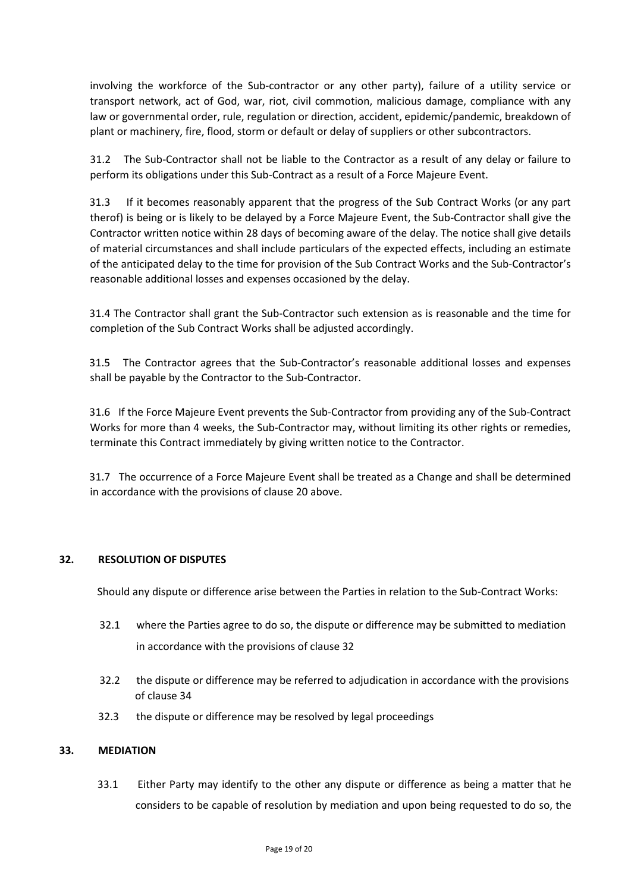involving the workforce of the Sub-contractor or any other party), failure of a utility service or transport network, act of God, war, riot, civil commotion, malicious damage, compliance with any law or governmental order, rule, regulation or direction, accident, epidemic/pandemic, breakdown of plant or machinery, fire, flood, storm or default or delay of suppliers or other subcontractors.

31.2 The Sub-Contractor shall not be liable to the Contractor as a result of any delay or failure to perform its obligations under this Sub-Contract as a result of a Force Majeure Event.

31.3 If it becomes reasonably apparent that the progress of the Sub Contract Works (or any part therof) is being or is likely to be delayed by a Force Majeure Event, the Sub-Contractor shall give the Contractor written notice within 28 days of becoming aware of the delay. The notice shall give details of material circumstances and shall include particulars of the expected effects, including an estimate of the anticipated delay to the time for provision of the Sub Contract Works and the Sub-Contractor's reasonable additional losses and expenses occasioned by the delay.

31.4 The Contractor shall grant the Sub-Contractor such extension as is reasonable and the time for completion of the Sub Contract Works shall be adjusted accordingly.

31.5 The Contractor agrees that the Sub-Contractor's reasonable additional losses and expenses shall be payable by the Contractor to the Sub-Contractor.

31.6 If the Force Majeure Event prevents the Sub-Contractor from providing any of the Sub-Contract Works for more than 4 weeks, the Sub-Contractor may, without limiting its other rights or remedies, terminate this Contract immediately by giving written notice to the Contractor.

31.7 The occurrence of a Force Majeure Event shall be treated as a Change and shall be determined in accordance with the provisions of clause 20 above.

## 32. RESOLUTION OF DISPUTES

Should any dispute or difference arise between the Parties in relation to the Sub-Contract Works:

32.1 where the Parties agree to do so, the dispute or difference may be submitted to mediation in accordance with the provisions of clause 32

32.2 the dispute or difference may be referred to adjudication in accordance with the provisions of clause 34

32.3 the dispute or difference may be resolved by legal proceedings

## 33. MEDIATION

33.1 Either Party may identify to the other any dispute or difference as being a matter that he considers to be capable of resolution by mediation and upon being requested to do so, the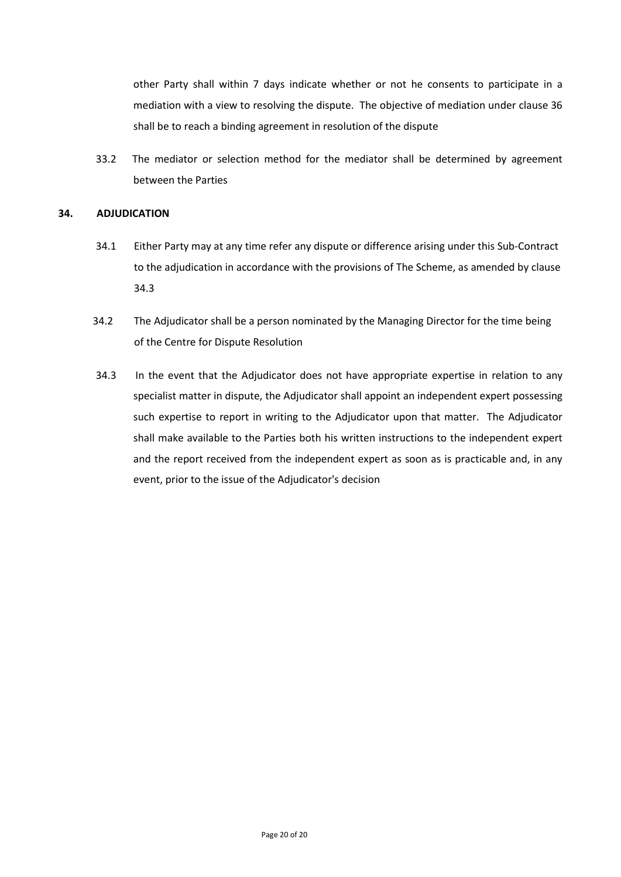other Party shall within 7 days indicate whether or not he consents to participate in a mediation with a view to resolving the dispute. The objective of mediation under clause 36 shall be to reach a binding agreement in resolution of the dispute

33.2 The mediator or selection method for the mediator shall be determined by agreement between the Parties

**34. ADJUDICATION**

34.1 Either Party may at any time refer any dispute or difference arising under this Sub-Contract to the adjudication in accordance with the provisions of The Scheme, as amended by clause 34.3

34.2 The Adjudicator shall be a person nominated by the Managing Director for the time being of the Centre for Dispute Resolution

34.3 In the event that the Adjudicator does not have appropriate expertise in relation to any specialist matter in dispute, the Adjudicator shall appoint an independent expert possessing such expertise to report in writing to the Adjudicator upon that matter. The Adjudicator shall make available to the Parties both his written instructions to the independent expert and the report received from the independent expert as soon as is practicable and, in any event, prior to the issue of the Adjudicator's decision